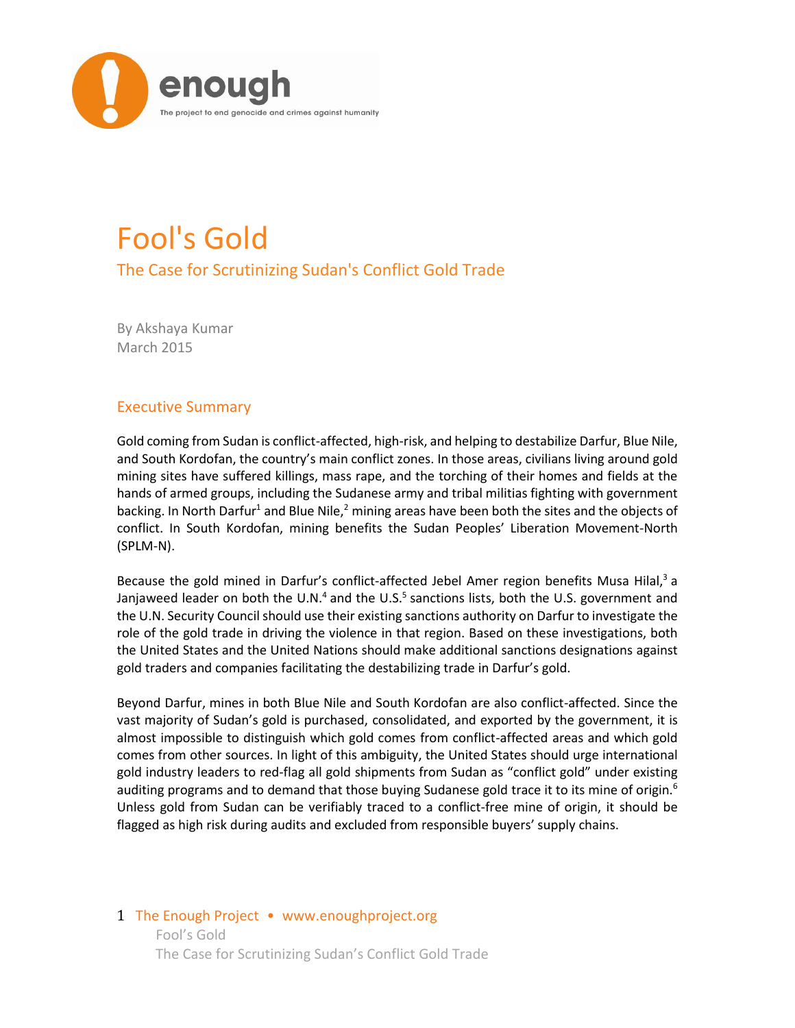# Fool's Gold

## The Case for Scrutinizing Sudan's Conflict Gold Trade

By Akshaya Kumar
March 2015

## Executive Summary

Gold coming from Sudan is conflict-affected, high-risk, and helping to destabilize Darfur, Blue Nile, and South Kordofan, the country's main conflict zones. In those areas, civilians living around gold mining sites have suffered killings, mass rape, and the torching of their homes and fields at the hands of armed groups, including the Sudanese army and tribal militias fighting with government backing. In North Darfur[1] and Blue Nile,[2] mining areas have been both the sites and the objects of conflict. In South Kordofan, mining benefits the Sudan Peoples' Liberation Movement-North (SPLM-N).

Because the gold mined in Darfur's conflict-affected Jebel Amer region benefits Musa Hilal,[3] a Janjaweed leader on both the U.N.[4] and the U.S.[5] sanctions lists, both the U.S. government and the U.N. Security Council should use their existing sanctions authority on Darfur to investigate the role of the gold trade in driving the violence in that region. Based on these investigations, both the United States and the United Nations should make additional sanctions designations against gold traders and companies facilitating the destabilizing trade in Darfur's gold.

Beyond Darfur, mines in both Blue Nile and South Kordofan are also conflict-affected. Since the vast majority of Sudan's gold is purchased, consolidated, and exported by the government, it is almost impossible to distinguish which gold comes from conflict-affected areas and which gold comes from other sources. In light of this ambiguity, the United States should urge international gold industry leaders to red-flag all gold shipments from Sudan as "conflict gold" under existing auditing programs and to demand that those buying Sudanese gold trace it to its mine of origin.[6] Unless gold from Sudan can be verifiably traced to a conflict-free mine of origin, it should be flagged as high risk during audits and excluded from responsible buyers' supply chains.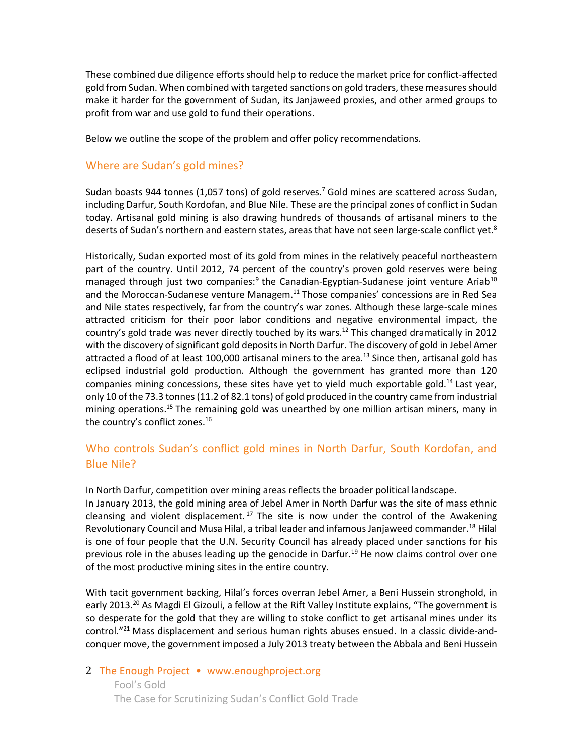These combined due diligence efforts should help to reduce the market price for conflict-affected gold from Sudan. When combined with targeted sanctions on gold traders, these measures should make it harder for the government of Sudan, its Janjaweed proxies, and other armed groups to profit from war and use gold to fund their operations.

Below we outline the scope of the problem and offer policy recommendations.

## Where are Sudan's gold mines?

Sudan boasts 944 tonnes (1,057 tons) of gold reserves.[7] Gold mines are scattered across Sudan, including Darfur, South Kordofan, and Blue Nile. These are the principal zones of conflict in Sudan today. Artisanal gold mining is also drawing hundreds of thousands of artisanal miners to the deserts of Sudan's northern and eastern states, areas that have not seen large-scale conflict yet.[8]

Historically, Sudan exported most of its gold from mines in the relatively peaceful northeastern part of the country. Until 2012, 74 percent of the country's proven gold reserves were being managed through just two companies:[9] the Canadian-Egyptian-Sudanese joint venture Ariab[10] and the Moroccan-Sudanese venture Managem.[11] Those companies' concessions are in Red Sea and Nile states respectively, far from the country's war zones. Although these large-scale mines attracted criticism for their poor labor conditions and negative environmental impact, the country's gold trade was never directly touched by its wars.[12] This changed dramatically in 2012 with the discovery of significant gold deposits in North Darfur. The discovery of gold in Jebel Amer attracted a flood of at least 100,000 artisanal miners to the area.[13] Since then, artisanal gold has eclipsed industrial gold production. Although the government has granted more than 120 companies mining concessions, these sites have yet to yield much exportable gold.[14] Last year, only 10 of the 73.3 tonnes (11.2 of 82.1 tons) of gold produced in the country came from industrial mining operations.[15] The remaining gold was unearthed by one million artisan miners, many in the country's conflict zones.[16]

## Who controls Sudan's conflict gold mines in North Darfur, South Kordofan, and Blue Nile?

In North Darfur, competition over mining areas reflects the broader political landscape.
In January 2013, the gold mining area of Jebel Amer in North Darfur was the site of mass ethnic cleansing and violent displacement.[17] The site is now under the control of the Awakening Revolutionary Council and Musa Hilal, a tribal leader and infamous Janjaweed commander.[18] Hilal is one of four people that the U.N. Security Council has already placed under sanctions for his previous role in the abuses leading up the genocide in Darfur.[19] He now claims control over one of the most productive mining sites in the entire country.

With tacit government backing, Hilal's forces overran Jebel Amer, a Beni Hussein stronghold, in early 2013.[20] As Magdi El Gizouli, a fellow at the Rift Valley Institute explains, "The government is so desperate for the gold that they are willing to stoke conflict to get artisanal mines under its control."[21] Mass displacement and serious human rights abuses ensued. In a classic divide-and-conquer move, the government imposed a July 2013 treaty between the Abbala and Beni Hussein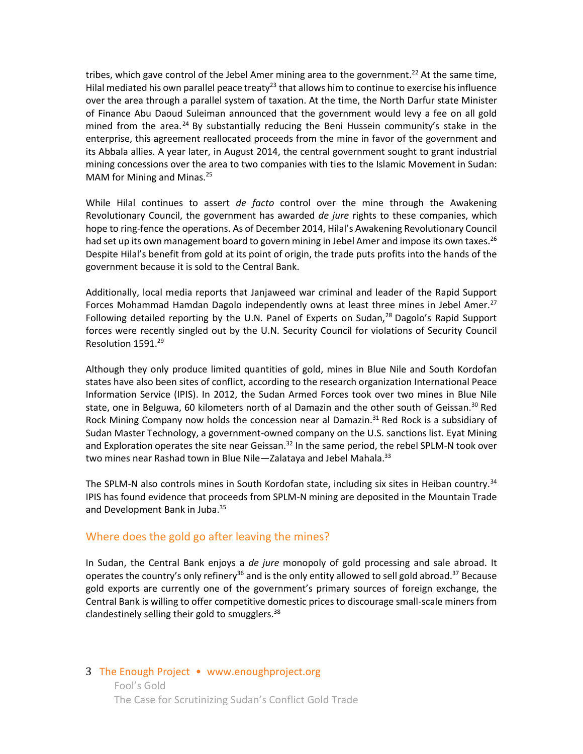tribes, which gave control of the Jebel Amer mining area to the government.[22] At the same time, Hilal mediated his own parallel peace treaty[23] that allows him to continue to exercise his influence over the area through a parallel system of taxation. At the time, the North Darfur state Minister of Finance Abu Daoud Suleiman announced that the government would levy a fee on all gold mined from the area.[24] By substantially reducing the Beni Hussein community's stake in the enterprise, this agreement reallocated proceeds from the mine in favor of the government and its Abbala allies. A year later, in August 2014, the central government sought to grant industrial mining concessions over the area to two companies with ties to the Islamic Movement in Sudan: MAM for Mining and Minas.[25]

While Hilal continues to assert *de facto* control over the mine through the Awakening Revolutionary Council, the government has awarded *de jure* rights to these companies, which hope to ring-fence the operations. As of December 2014, Hilal's Awakening Revolutionary Council had set up its own management board to govern mining in Jebel Amer and impose its own taxes.[26] Despite Hilal's benefit from gold at its point of origin, the trade puts profits into the hands of the government because it is sold to the Central Bank.

Additionally, local media reports that Janjaweed war criminal and leader of the Rapid Support Forces Mohammad Hamdan Dagolo independently owns at least three mines in Jebel Amer.[27] Following detailed reporting by the U.N. Panel of Experts on Sudan,[28] Dagolo's Rapid Support forces were recently singled out by the U.N. Security Council for violations of Security Council Resolution 1591.[29]

Although they only produce limited quantities of gold, mines in Blue Nile and South Kordofan states have also been sites of conflict, according to the research organization International Peace Information Service (IPIS). In 2012, the Sudan Armed Forces took over two mines in Blue Nile state, one in Belguwa, 60 kilometers north of al Damazin and the other south of Geissan.[30] Red Rock Mining Company now holds the concession near al Damazin.[31] Red Rock is a subsidiary of Sudan Master Technology, a government-owned company on the U.S. sanctions list. Eyat Mining and Exploration operates the site near Geissan.[32] In the same period, the rebel SPLM-N took over two mines near Rashad town in Blue Nile—Zalataya and Jebel Mahala.[33]

The SPLM-N also controls mines in South Kordofan state, including six sites in Heiban country.[34] IPIS has found evidence that proceeds from SPLM-N mining are deposited in the Mountain Trade and Development Bank in Juba.[35]

## Where does the gold go after leaving the mines?

In Sudan, the Central Bank enjoys a *de jure* monopoly of gold processing and sale abroad. It operates the country's only refinery[36] and is the only entity allowed to sell gold abroad.[37] Because gold exports are currently one of the government's primary sources of foreign exchange, the Central Bank is willing to offer competitive domestic prices to discourage small-scale miners from clandestinely selling their gold to smugglers.[38]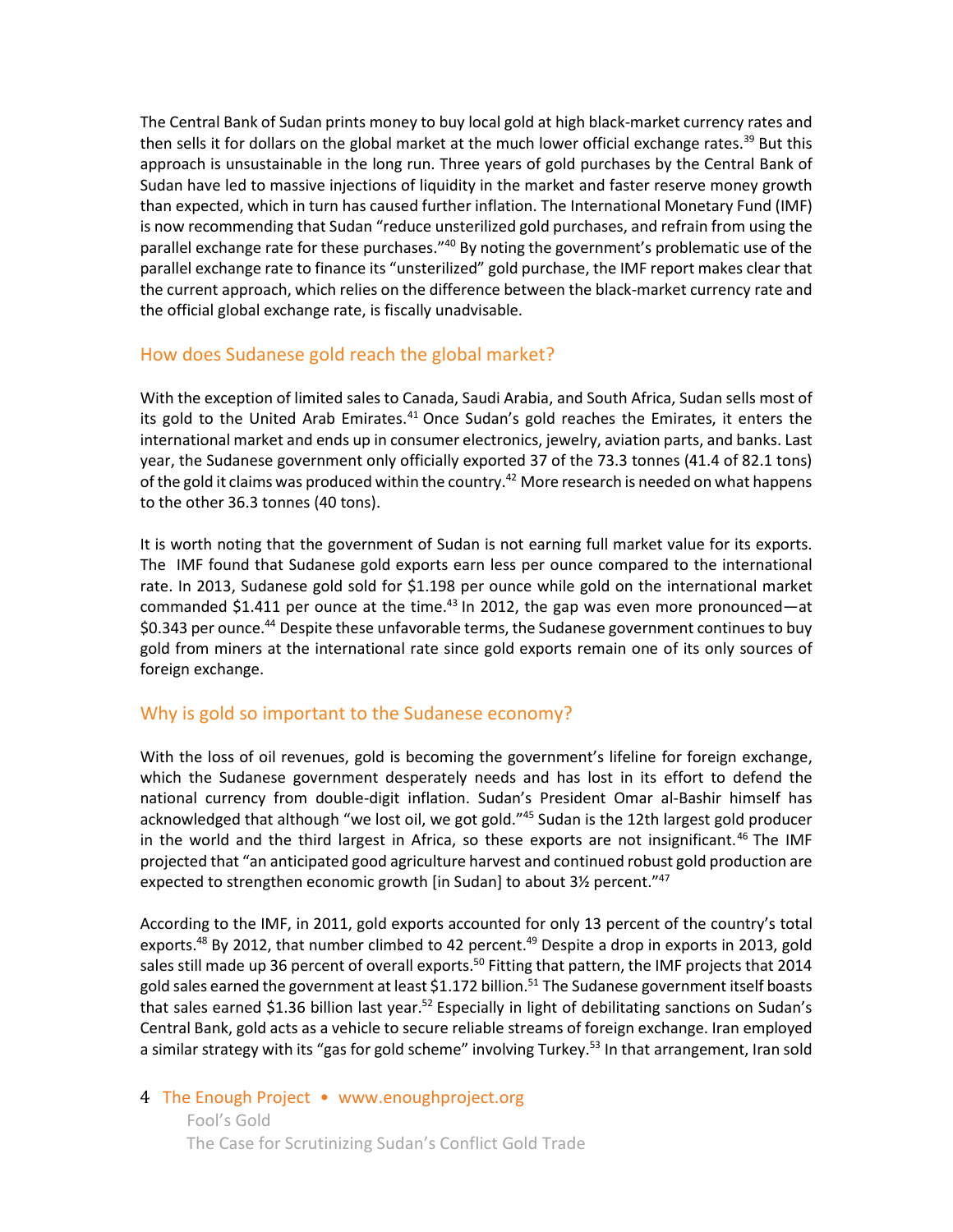The Central Bank of Sudan prints money to buy local gold at high black-market currency rates and then sells it for dollars on the global market at the much lower official exchange rates.[39] But this approach is unsustainable in the long run. Three years of gold purchases by the Central Bank of Sudan have led to massive injections of liquidity in the market and faster reserve money growth than expected, which in turn has caused further inflation. The International Monetary Fund (IMF) is now recommending that Sudan "reduce unsterilized gold purchases, and refrain from using the parallel exchange rate for these purchases."[40] By noting the government's problematic use of the parallel exchange rate to finance its "unsterilized" gold purchase, the IMF report makes clear that the current approach, which relies on the difference between the black-market currency rate and the official global exchange rate, is fiscally unadvisable.

## How does Sudanese gold reach the global market?

With the exception of limited sales to Canada, Saudi Arabia, and South Africa, Sudan sells most of its gold to the United Arab Emirates.[41] Once Sudan's gold reaches the Emirates, it enters the international market and ends up in consumer electronics, jewelry, aviation parts, and banks. Last year, the Sudanese government only officially exported 37 of the 73.3 tonnes (41.4 of 82.1 tons) of the gold it claims was produced within the country.[42] More research is needed on what happens to the other 36.3 tonnes (40 tons).

It is worth noting that the government of Sudan is not earning full market value for its exports. The IMF found that Sudanese gold exports earn less per ounce compared to the international rate. In 2013, Sudanese gold sold for $1.198 per ounce while gold on the international market commanded $1.411 per ounce at the time.[43] In 2012, the gap was even more pronounced—at $0.343 per ounce.[44] Despite these unfavorable terms, the Sudanese government continues to buy gold from miners at the international rate since gold exports remain one of its only sources of foreign exchange.

## Why is gold so important to the Sudanese economy?

With the loss of oil revenues, gold is becoming the government's lifeline for foreign exchange, which the Sudanese government desperately needs and has lost in its effort to defend the national currency from double-digit inflation. Sudan's President Omar al-Bashir himself has acknowledged that although "we lost oil, we got gold."[45] Sudan is the 12th largest gold producer in the world and the third largest in Africa, so these exports are not insignificant.[46] The IMF projected that "an anticipated good agriculture harvest and continued robust gold production are expected to strengthen economic growth [in Sudan] to about 3½ percent."[47]

According to the IMF, in 2011, gold exports accounted for only 13 percent of the country's total exports.[48] By 2012, that number climbed to 42 percent.[49] Despite a drop in exports in 2013, gold sales still made up 36 percent of overall exports.[50] Fitting that pattern, the IMF projects that 2014 gold sales earned the government at least $1.172 billion.[51] The Sudanese government itself boasts that sales earned $1.36 billion last year.[52] Especially in light of debilitating sanctions on Sudan's Central Bank, gold acts as a vehicle to secure reliable streams of foreign exchange. Iran employed a similar strategy with its "gas for gold scheme" involving Turkey.[53] In that arrangement, Iran sold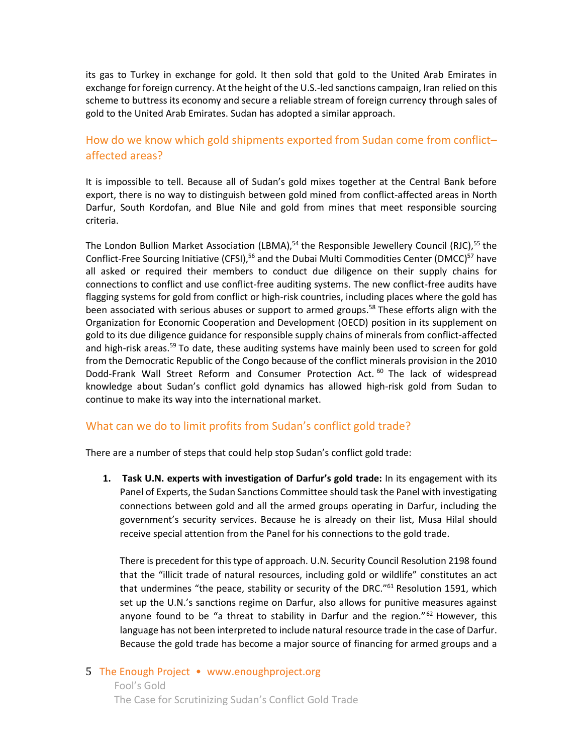its gas to Turkey in exchange for gold. It then sold that gold to the United Arab Emirates in exchange for foreign currency. At the height of the U.S.-led sanctions campaign, Iran relied on this scheme to buttress its economy and secure a reliable stream of foreign currency through sales of gold to the United Arab Emirates. Sudan has adopted a similar approach.

## How do we know which gold shipments exported from Sudan come from conflict–affected areas?

It is impossible to tell. Because all of Sudan's gold mixes together at the Central Bank before export, there is no way to distinguish between gold mined from conflict-affected areas in North Darfur, South Kordofan, and Blue Nile and gold from mines that meet responsible sourcing criteria.

The London Bullion Market Association (LBMA),[54] the Responsible Jewellery Council (RJC),[55] the Conflict-Free Sourcing Initiative (CFSI),[56] and the Dubai Multi Commodities Center (DMCC)[57] have all asked or required their members to conduct due diligence on their supply chains for connections to conflict and use conflict-free auditing systems. The new conflict-free audits have flagging systems for gold from conflict or high-risk countries, including places where the gold has been associated with serious abuses or support to armed groups.[58] These efforts align with the Organization for Economic Cooperation and Development (OECD) position in its supplement on gold to its due diligence guidance for responsible supply chains of minerals from conflict-affected and high-risk areas.[59] To date, these auditing systems have mainly been used to screen for gold from the Democratic Republic of the Congo because of the conflict minerals provision in the 2010 Dodd-Frank Wall Street Reform and Consumer Protection Act.[60] The lack of widespread knowledge about Sudan's conflict gold dynamics has allowed high-risk gold from Sudan to continue to make its way into the international market.

## What can we do to limit profits from Sudan's conflict gold trade?

There are a number of steps that could help stop Sudan's conflict gold trade:

1. **Task U.N. experts with investigation of Darfur's gold trade:** In its engagement with its Panel of Experts, the Sudan Sanctions Committee should task the Panel with investigating connections between gold and all the armed groups operating in Darfur, including the government's security services. Because he is already on their list, Musa Hilal should receive special attention from the Panel for his connections to the gold trade.

   There is precedent for this type of approach. U.N. Security Council Resolution 2198 found that the "illicit trade of natural resources, including gold or wildlife" constitutes an act that undermines "the peace, stability or security of the DRC."[61] Resolution 1591, which set up the U.N.'s sanctions regime on Darfur, also allows for punitive measures against anyone found to be "a threat to stability in Darfur and the region."[62] However, this language has not been interpreted to include natural resource trade in the case of Darfur. Because the gold trade has become a major source of financing for armed groups and a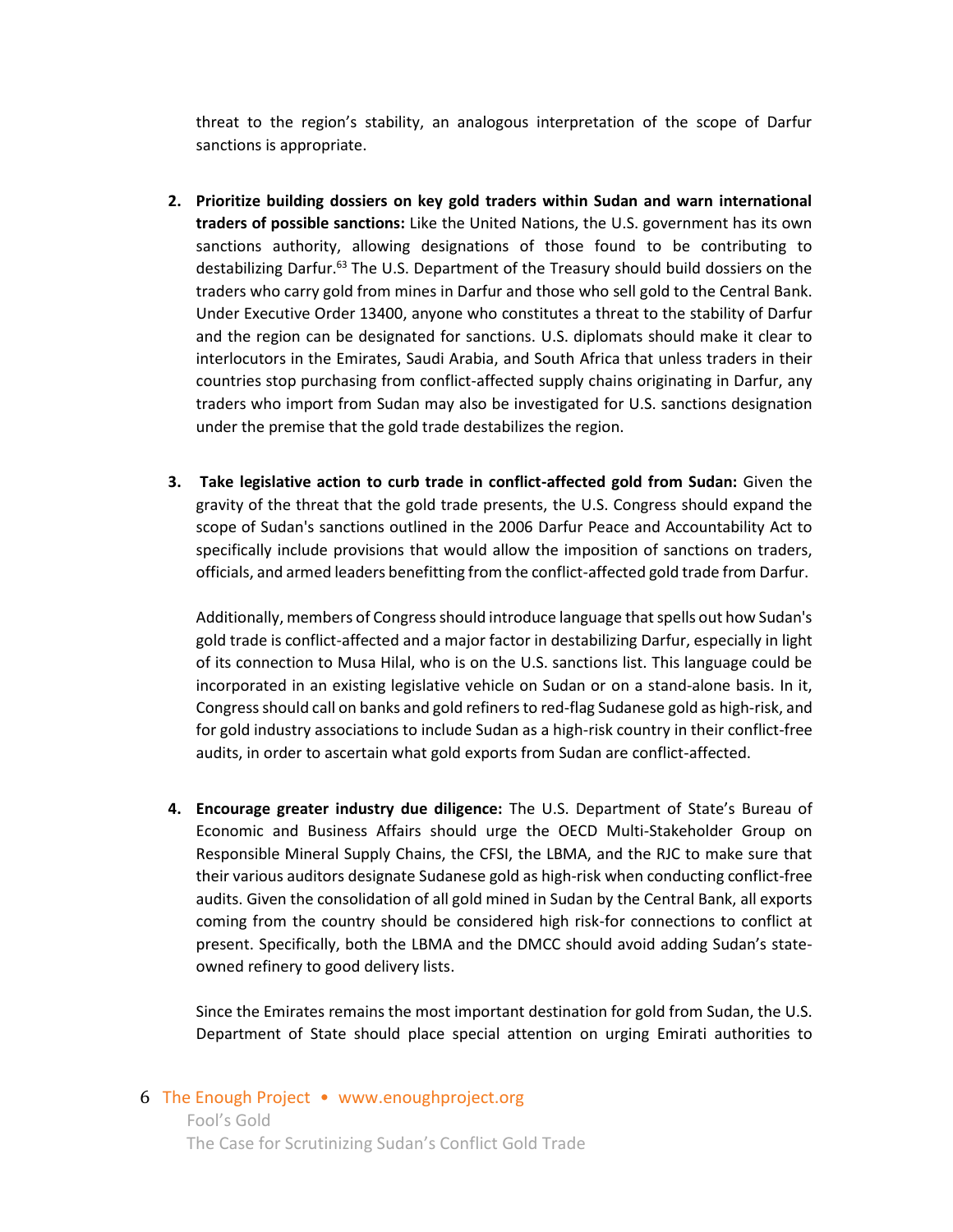threat to the region's stability, an analogous interpretation of the scope of Darfur sanctions is appropriate.

2. **Prioritize building dossiers on key gold traders within Sudan and warn international traders of possible sanctions:** Like the United Nations, the U.S. government has its own sanctions authority, allowing designations of those found to be contributing to destabilizing Darfur.[63] The U.S. Department of the Treasury should build dossiers on the traders who carry gold from mines in Darfur and those who sell gold to the Central Bank. Under Executive Order 13400, anyone who constitutes a threat to the stability of Darfur and the region can be designated for sanctions. U.S. diplomats should make it clear to interlocutors in the Emirates, Saudi Arabia, and South Africa that unless traders in their countries stop purchasing from conflict-affected supply chains originating in Darfur, any traders who import from Sudan may also be investigated for U.S. sanctions designation under the premise that the gold trade destabilizes the region.

3. **Take legislative action to curb trade in conflict-affected gold from Sudan:** Given the gravity of the threat that the gold trade presents, the U.S. Congress should expand the scope of Sudan's sanctions outlined in the 2006 Darfur Peace and Accountability Act to specifically include provisions that would allow the imposition of sanctions on traders, officials, and armed leaders benefitting from the conflict-affected gold trade from Darfur.

   Additionally, members of Congress should introduce language that spells out how Sudan's gold trade is conflict-affected and a major factor in destabilizing Darfur, especially in light of its connection to Musa Hilal, who is on the U.S. sanctions list. This language could be incorporated in an existing legislative vehicle on Sudan or on a stand-alone basis. In it, Congress should call on banks and gold refiners to red-flag Sudanese gold as high-risk, and for gold industry associations to include Sudan as a high-risk country in their conflict-free audits, in order to ascertain what gold exports from Sudan are conflict-affected.

4. **Encourage greater industry due diligence:** The U.S. Department of State's Bureau of Economic and Business Affairs should urge the OECD Multi-Stakeholder Group on Responsible Mineral Supply Chains, the CFSI, the LBMA, and the RJC to make sure that their various auditors designate Sudanese gold as high-risk when conducting conflict-free audits. Given the consolidation of all gold mined in Sudan by the Central Bank, all exports coming from the country should be considered high risk-for connections to conflict at present. Specifically, both the LBMA and the DMCC should avoid adding Sudan's state-owned refinery to good delivery lists.

   Since the Emirates remains the most important destination for gold from Sudan, the U.S. Department of State should place special attention on urging Emirati authorities to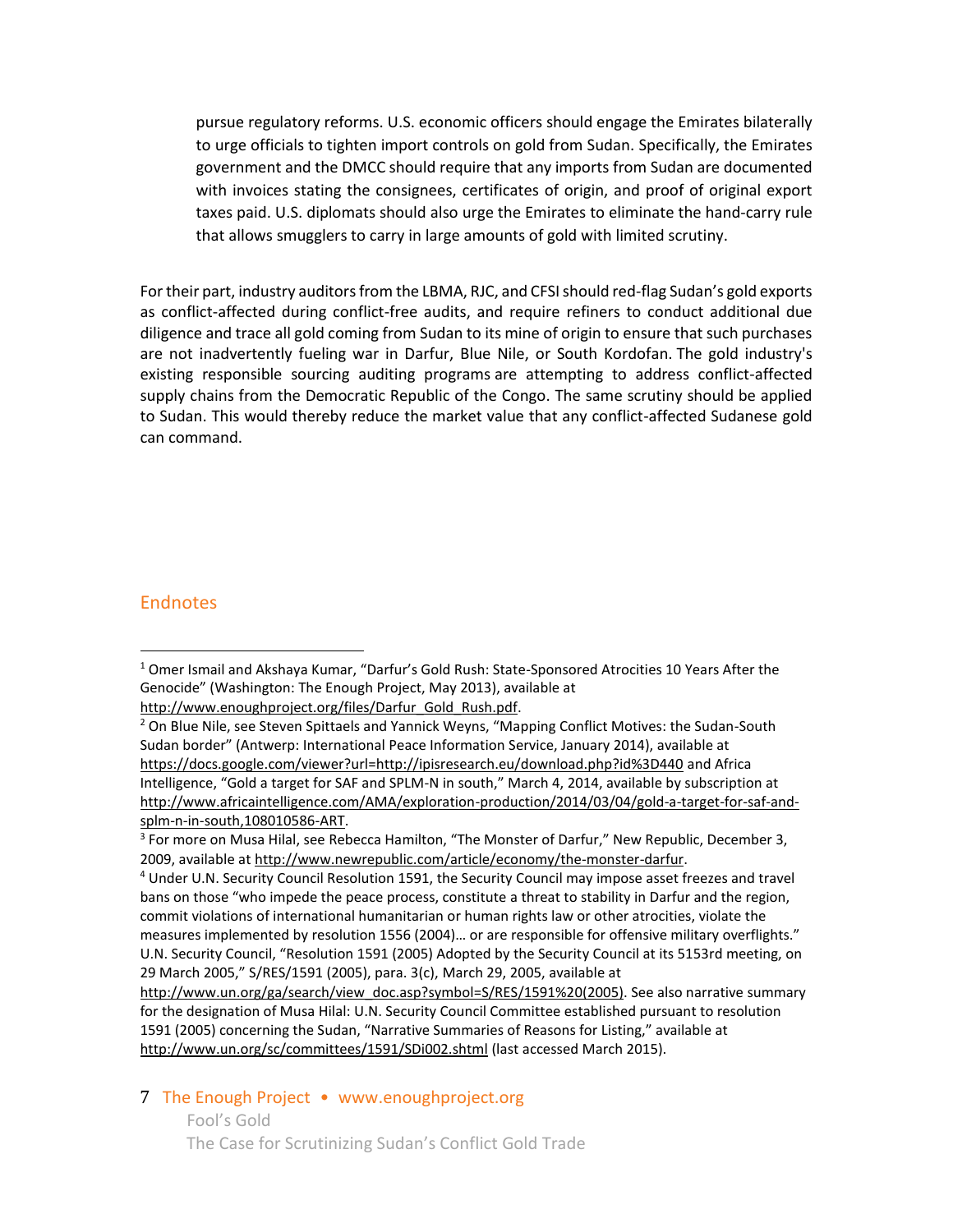pursue regulatory reforms. U.S. economic officers should engage the Emirates bilaterally to urge officials to tighten import controls on gold from Sudan. Specifically, the Emirates government and the DMCC should require that any imports from Sudan are documented with invoices stating the consignees, certificates of origin, and proof of original export taxes paid. U.S. diplomats should also urge the Emirates to eliminate the hand-carry rule that allows smugglers to carry in large amounts of gold with limited scrutiny.

For their part, industry auditors from the LBMA, RJC, and CFSI should red-flag Sudan's gold exports as conflict-affected during conflict-free audits, and require refiners to conduct additional due diligence and trace all gold coming from Sudan to its mine of origin to ensure that such purchases are not inadvertently fueling war in Darfur, Blue Nile, or South Kordofan. The gold industry's existing responsible sourcing auditing programs are attempting to address conflict-affected supply chains from the Democratic Republic of the Congo. The same scrutiny should be applied to Sudan. This would thereby reduce the market value that any conflict-affected Sudanese gold can command.

## Endnotes

[1] Omer Ismail and Akshaya Kumar, "Darfur's Gold Rush: State-Sponsored Atrocities 10 Years After the Genocide" (Washington: The Enough Project, May 2013), available at http://www.enoughproject.org/files/Darfur_Gold_Rush.pdf.

[2] On Blue Nile, see Steven Spittaels and Yannick Weyns, "Mapping Conflict Motives: the Sudan-South Sudan border" (Antwerp: International Peace Information Service, January 2014), available at https://docs.google.com/viewer?url=http://ipisresearch.eu/download.php?id%3D440 and Africa Intelligence, "Gold a target for SAF and SPLM-N in south," March 4, 2014, available by subscription at http://www.africaintelligence.com/AMA/exploration-production/2014/03/04/gold-a-target-for-saf-and-splm-n-in-south,108010586-ART.

[3] For more on Musa Hilal, see Rebecca Hamilton, "The Monster of Darfur," New Republic, December 3, 2009, available at http://www.newrepublic.com/article/economy/the-monster-darfur.

[4] Under U.N. Security Council Resolution 1591, the Security Council may impose asset freezes and travel bans on those "who impede the peace process, constitute a threat to stability in Darfur and the region, commit violations of international humanitarian or human rights law or other atrocities, violate the measures implemented by resolution 1556 (2004)… or are responsible for offensive military overflights." U.N. Security Council, "Resolution 1591 (2005) Adopted by the Security Council at its 5153rd meeting, on 29 March 2005," S/RES/1591 (2005), para. 3(c), March 29, 2005, available at http://www.un.org/ga/search/view_doc.asp?symbol=S/RES/1591%20(2005). See also narrative summary for the designation of Musa Hilal: U.N. Security Council Committee established pursuant to resolution 1591 (2005) concerning the Sudan, "Narrative Summaries of Reasons for Listing," available at http://www.un.org/sc/committees/1591/SDi002.shtml (last accessed March 2015).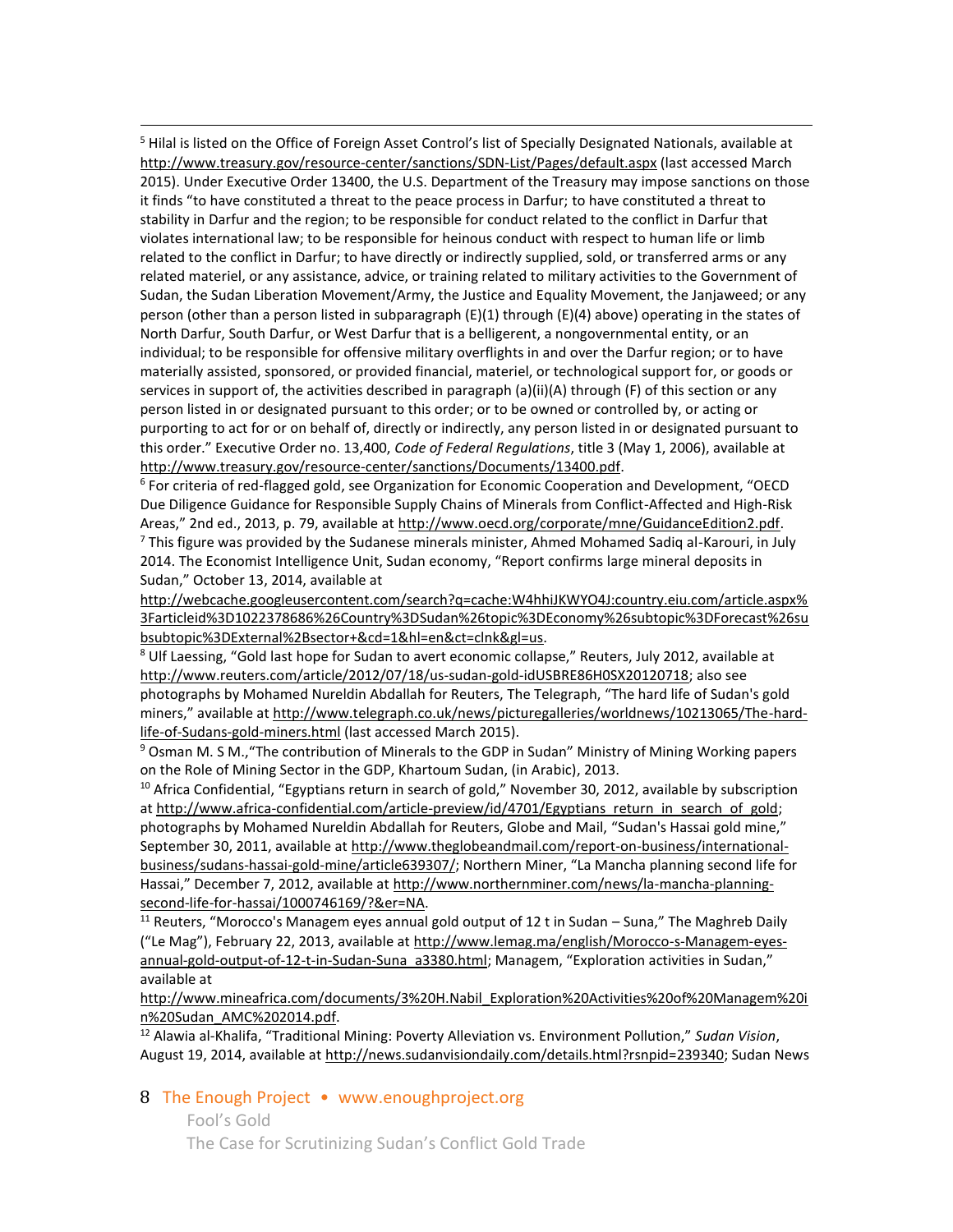[5] Hilal is listed on the Office of Foreign Asset Control's list of Specially Designated Nationals, available at http://www.treasury.gov/resource-center/sanctions/SDN-List/Pages/default.aspx (last accessed March 2015). Under Executive Order 13400, the U.S. Department of the Treasury may impose sanctions on those it finds "to have constituted a threat to the peace process in Darfur; to have constituted a threat to stability in Darfur and the region; to be responsible for conduct related to the conflict in Darfur that violates international law; to be responsible for heinous conduct with respect to human life or limb related to the conflict in Darfur; to have directly or indirectly supplied, sold, or transferred arms or any related materiel, or any assistance, advice, or training related to military activities to the Government of Sudan, the Sudan Liberation Movement/Army, the Justice and Equality Movement, the Janjaweed; or any person (other than a person listed in subparagraph (E)(1) through (E)(4) above) operating in the states of North Darfur, South Darfur, or West Darfur that is a belligerent, a nongovernmental entity, or an individual; to be responsible for offensive military overflights in and over the Darfur region; or to have materially assisted, sponsored, or provided financial, materiel, or technological support for, or goods or services in support of, the activities described in paragraph (a)(ii)(A) through (F) of this section or any person listed in or designated pursuant to this order; or to be owned or controlled by, or acting or purporting to act for or on behalf of, directly or indirectly, any person listed in or designated pursuant to this order." Executive Order no. 13,400, *Code of Federal Regulations*, title 3 (May 1, 2006), available at http://www.treasury.gov/resource-center/sanctions/Documents/13400.pdf.

[6] For criteria of red-flagged gold, see Organization for Economic Cooperation and Development, "OECD Due Diligence Guidance for Responsible Supply Chains of Minerals from Conflict-Affected and High-Risk Areas," 2nd ed., 2013, p. 79, available at http://www.oecd.org/corporate/mne/GuidanceEdition2.pdf.

[7] This figure was provided by the Sudanese minerals minister, Ahmed Mohamed Sadiq al-Karouri, in July 2014. The Economist Intelligence Unit, Sudan economy, "Report confirms large mineral deposits in Sudan," October 13, 2014, available at http://webcache.googleusercontent.com/search?q=cache:W4hhiJKWYO4J:country.eiu.com/article.aspx%3Farticleid%3D1022378686%26Country%3DSudan%26topic%3DEconomy%26subtopic%3DForecast%26subsubtopic%3DExternal%2Bsector+&cd=1&hl=en&ct=clnk&gl=us.

[8] Ulf Laessing, "Gold last hope for Sudan to avert economic collapse," Reuters, July 2012, available at http://www.reuters.com/article/2012/07/18/us-sudan-gold-idUSBRE86H0SX20120718; also see photographs by Mohamed Nureldin Abdallah for Reuters, The Telegraph, "The hard life of Sudan's gold miners," available at http://www.telegraph.co.uk/news/picturegalleries/worldnews/10213065/The-hard-life-of-Sudans-gold-miners.html (last accessed March 2015).

[9] Osman M. S M.,"The contribution of Minerals to the GDP in Sudan" Ministry of Mining Working papers on the Role of Mining Sector in the GDP, Khartoum Sudan, (in Arabic), 2013.

[10] Africa Confidential, "Egyptians return in search of gold," November 30, 2012, available by subscription at http://www.africa-confidential.com/article-preview/id/4701/Egyptians_return_in_search_of_gold; photographs by Mohamed Nureldin Abdallah for Reuters, Globe and Mail, "Sudan's Hassai gold mine," September 30, 2011, available at http://www.theglobeandmail.com/report-on-business/international-business/sudans-hassai-gold-mine/article639307/; Northern Miner, "La Mancha planning second life for Hassai," December 7, 2012, available at http://www.northernminer.com/news/la-mancha-planning-second-life-for-hassai/1000746169/?&er=NA.

[11] Reuters, "Morocco's Managem eyes annual gold output of 12 t in Sudan – Suna," The Maghreb Daily ("Le Mag"), February 22, 2013, available at http://www.lemag.ma/english/Morocco-s-Managem-eyes-annual-gold-output-of-12-t-in-Sudan-Suna_a3380.html; Managem, "Exploration activities in Sudan," available at http://www.mineafrica.com/documents/3%20H.Nabil_Exploration%20Activities%20of%20Managem%20in%20Sudan_AMC%202014.pdf.

[12] Alawia al-Khalifa, "Traditional Mining: Poverty Alleviation vs. Environment Pollution," *Sudan Vision*, August 19, 2014, available at http://news.sudanvisiondaily.com/details.html?rsnpid=239340; Sudan News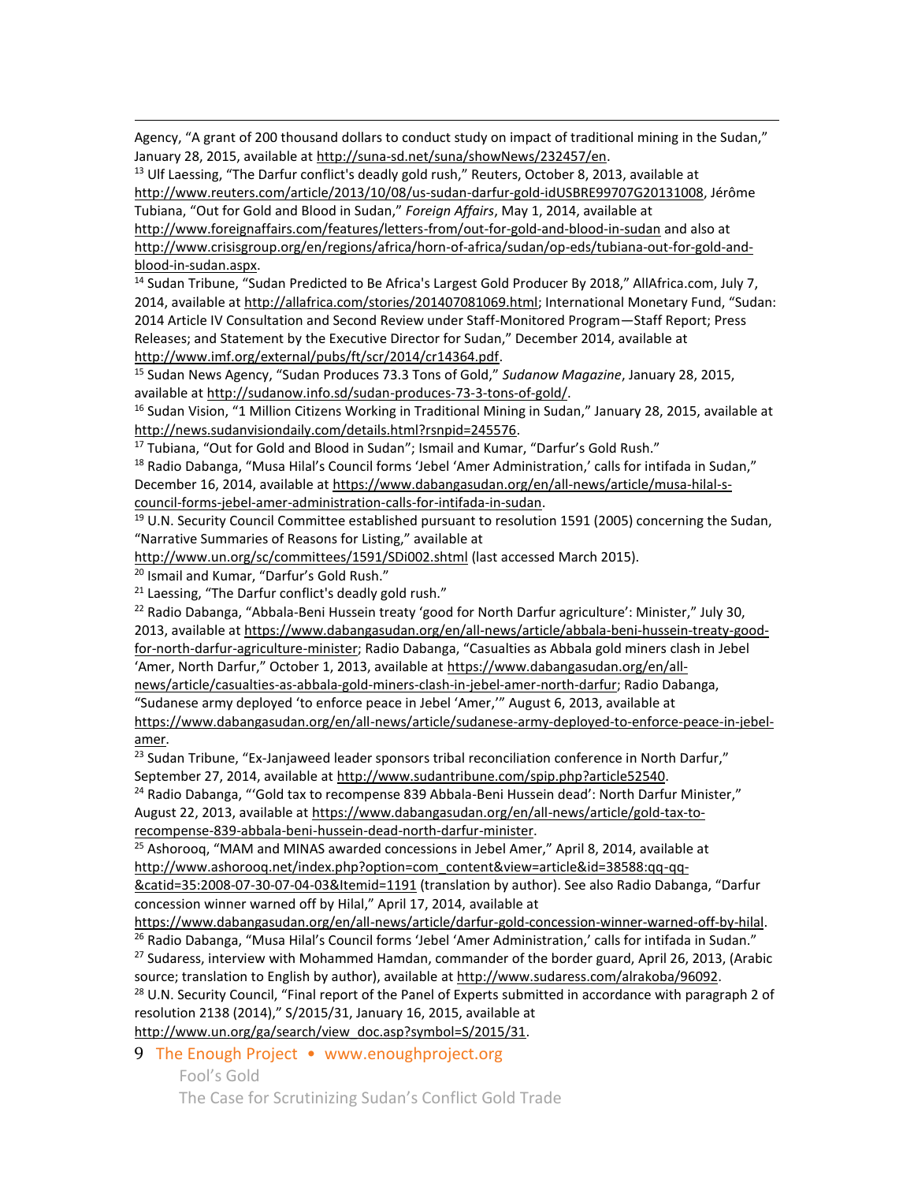Agency, "A grant of 200 thousand dollars to conduct study on impact of traditional mining in the Sudan," January 28, 2015, available at http://suna-sd.net/suna/showNews/232457/en.

[13] Ulf Laessing, "The Darfur conflict's deadly gold rush," Reuters, October 8, 2013, available at http://www.reuters.com/article/2013/10/08/us-sudan-darfur-gold-idUSBRE99707G20131008, Jérôme Tubiana, "Out for Gold and Blood in Sudan," *Foreign Affairs*, May 1, 2014, available at http://www.foreignaffairs.com/features/letters-from/out-for-gold-and-blood-in-sudan and also at http://www.crisisgroup.org/en/regions/africa/horn-of-africa/sudan/op-eds/tubiana-out-for-gold-and-blood-in-sudan.aspx.

[14] Sudan Tribune, "Sudan Predicted to Be Africa's Largest Gold Producer By 2018," AllAfrica.com, July 7, 2014, available at http://allafrica.com/stories/201407081069.html; International Monetary Fund, "Sudan: 2014 Article IV Consultation and Second Review under Staff-Monitored Program—Staff Report; Press Releases; and Statement by the Executive Director for Sudan," December 2014, available at http://www.imf.org/external/pubs/ft/scr/2014/cr14364.pdf.

[15] Sudan News Agency, "Sudan Produces 73.3 Tons of Gold," *Sudanow Magazine*, January 28, 2015, available at http://sudanow.info.sd/sudan-produces-73-3-tons-of-gold/.

[16] Sudan Vision, "1 Million Citizens Working in Traditional Mining in Sudan," January 28, 2015, available at http://news.sudanvisiondaily.com/details.html?rsnpid=245576.

[17] Tubiana, "Out for Gold and Blood in Sudan"; Ismail and Kumar, "Darfur's Gold Rush."

[18] Radio Dabanga, "Musa Hilal's Council forms 'Jebel 'Amer Administration,' calls for intifada in Sudan," December 16, 2014, available at https://www.dabangasudan.org/en/all-news/article/musa-hilal-s-council-forms-jebel-amer-administration-calls-for-intifada-in-sudan.

[19] U.N. Security Council Committee established pursuant to resolution 1591 (2005) concerning the Sudan, "Narrative Summaries of Reasons for Listing," available at http://www.un.org/sc/committees/1591/SDi002.shtml (last accessed March 2015).

[20] Ismail and Kumar, "Darfur's Gold Rush."

[21] Laessing, "The Darfur conflict's deadly gold rush."

[22] Radio Dabanga, "Abbala-Beni Hussein treaty 'good for North Darfur agriculture': Minister," July 30, 2013, available at https://www.dabangasudan.org/en/all-news/article/abbala-beni-hussein-treaty-good-for-north-darfur-agriculture-minister; Radio Dabanga, "Casualties as Abbala gold miners clash in Jebel 'Amer, North Darfur," October 1, 2013, available at https://www.dabangasudan.org/en/all-news/article/casualties-as-abbala-gold-miners-clash-in-jebel-amer-north-darfur; Radio Dabanga, "Sudanese army deployed 'to enforce peace in Jebel 'Amer,'" August 6, 2013, available at https://www.dabangasudan.org/en/all-news/article/sudanese-army-deployed-to-enforce-peace-in-jebel-amer.

[23] Sudan Tribune, "Ex-Janjaweed leader sponsors tribal reconciliation conference in North Darfur," September 27, 2014, available at http://www.sudantribune.com/spip.php?article52540.

[24] Radio Dabanga, "'Gold tax to recompense 839 Abbala-Beni Hussein dead': North Darfur Minister," August 22, 2013, available at https://www.dabangasudan.org/en/all-news/article/gold-tax-to-recompense-839-abbala-beni-hussein-dead-north-darfur-minister.

[25] Ashorooq, "MAM and MINAS awarded concessions in Jebel Amer," April 8, 2014, available at http://www.ashorooq.net/index.php?option=com_content&view=article&id=38588:qq-qq-&catid=35:2008-07-30-07-04-03&Itemid=1191 (translation by author). See also Radio Dabanga, "Darfur concession winner warned off by Hilal," April 17, 2014, available at https://www.dabangasudan.org/en/all-news/article/darfur-gold-concession-winner-warned-off-by-hilal.

[26] Radio Dabanga, "Musa Hilal's Council forms 'Jebel 'Amer Administration,' calls for intifada in Sudan."

[27] Sudaress, interview with Mohammed Hamdan, commander of the border guard, April 26, 2013, (Arabic source; translation to English by author), available at http://www.sudaress.com/alrakoba/96092.

[28] U.N. Security Council, "Final report of the Panel of Experts submitted in accordance with paragraph 2 of resolution 2138 (2014)," S/2015/31, January 16, 2015, available at http://www.un.org/ga/search/view_doc.asp?symbol=S/2015/31.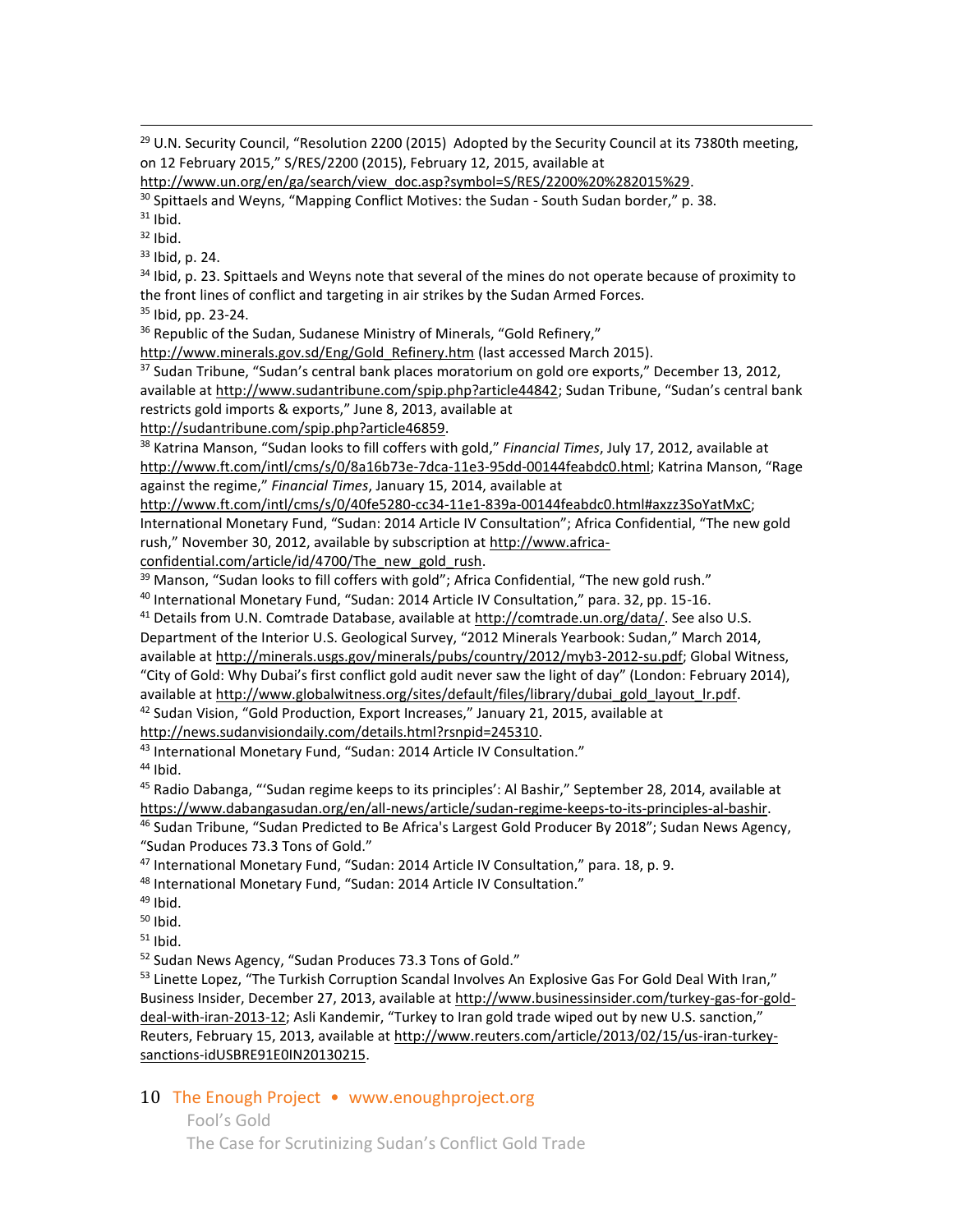[29] U.N. Security Council, "Resolution 2200 (2015) Adopted by the Security Council at its 7380th meeting, on 12 February 2015," S/RES/2200 (2015), February 12, 2015, available at http://www.un.org/en/ga/search/view_doc.asp?symbol=S/RES/2200%20%282015%29.

[30] Spittaels and Weyns, "Mapping Conflict Motives: the Sudan - South Sudan border," p. 38.

[31] Ibid.

[32] Ibid.

[33] Ibid, p. 24.

[34] Ibid, p. 23. Spittaels and Weyns note that several of the mines do not operate because of proximity to the front lines of conflict and targeting in air strikes by the Sudan Armed Forces.

[35] Ibid, pp. 23-24.

[36] Republic of the Sudan, Sudanese Ministry of Minerals, "Gold Refinery," http://www.minerals.gov.sd/Eng/Gold_Refinery.htm (last accessed March 2015).

[37] Sudan Tribune, "Sudan's central bank places moratorium on gold ore exports," December 13, 2012, available at http://www.sudantribune.com/spip.php?article44842; Sudan Tribune, "Sudan's central bank restricts gold imports & exports," June 8, 2013, available at http://sudantribune.com/spip.php?article46859.

[38] Katrina Manson, "Sudan looks to fill coffers with gold," *Financial Times*, July 17, 2012, available at http://www.ft.com/intl/cms/s/0/8a16b73e-7dca-11e3-95dd-00144feabdc0.html; Katrina Manson, "Rage against the regime," *Financial Times*, January 15, 2014, available at http://www.ft.com/intl/cms/s/0/40fe5280-cc34-11e1-839a-00144feabdc0.html#axzz3SoYatMxC; International Monetary Fund, "Sudan: 2014 Article IV Consultation"; Africa Confidential, "The new gold rush," November 30, 2012, available by subscription at http://www.africa-confidential.com/article/id/4700/The_new_gold_rush.

[39] Manson, "Sudan looks to fill coffers with gold"; Africa Confidential, "The new gold rush."

[40] International Monetary Fund, "Sudan: 2014 Article IV Consultation," para. 32, pp. 15-16.

[41] Details from U.N. Comtrade Database, available at http://comtrade.un.org/data/. See also U.S. Department of the Interior U.S. Geological Survey, "2012 Minerals Yearbook: Sudan," March 2014, available at http://minerals.usgs.gov/minerals/pubs/country/2012/myb3-2012-su.pdf; Global Witness, "City of Gold: Why Dubai's first conflict gold audit never saw the light of day" (London: February 2014), available at http://www.globalwitness.org/sites/default/files/library/dubai_gold_layout_lr.pdf.

[42] Sudan Vision, "Gold Production, Export Increases," January 21, 2015, available at http://news.sudanvisiondaily.com/details.html?rsnpid=245310.

[43] International Monetary Fund, "Sudan: 2014 Article IV Consultation."

[44] Ibid.

[45] Radio Dabanga, "'Sudan regime keeps to its principles': Al Bashir," September 28, 2014, available at https://www.dabangasudan.org/en/all-news/article/sudan-regime-keeps-to-its-principles-al-bashir.

[46] Sudan Tribune, "Sudan Predicted to Be Africa's Largest Gold Producer By 2018"; Sudan News Agency, "Sudan Produces 73.3 Tons of Gold."

[47] International Monetary Fund, "Sudan: 2014 Article IV Consultation," para. 18, p. 9.

[48] International Monetary Fund, "Sudan: 2014 Article IV Consultation."

[49] Ibid.

[50] Ibid.

[51] Ibid.

[52] Sudan News Agency, "Sudan Produces 73.3 Tons of Gold."

[53] Linette Lopez, "The Turkish Corruption Scandal Involves An Explosive Gas For Gold Deal With Iran," Business Insider, December 27, 2013, available at http://www.businessinsider.com/turkey-gas-for-gold-deal-with-iran-2013-12; Asli Kandemir, "Turkey to Iran gold trade wiped out by new U.S. sanction," Reuters, February 15, 2013, available at http://www.reuters.com/article/2013/02/15/us-iran-turkey-sanctions-idUSBRE91E0IN20130215.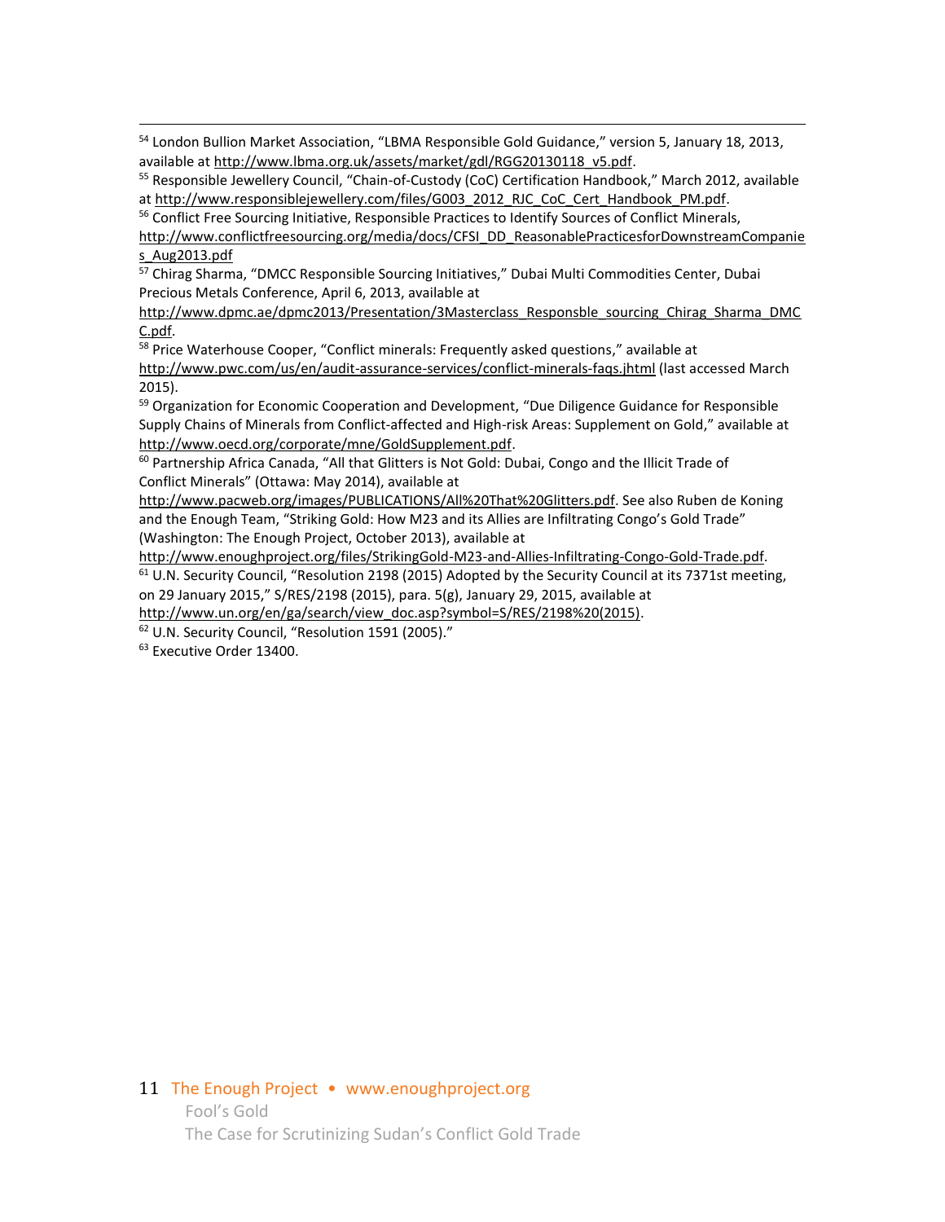[54] London Bullion Market Association, "LBMA Responsible Gold Guidance," version 5, January 18, 2013, available at http://www.lbma.org.uk/assets/market/gdl/RGG20130118_v5.pdf.

[55] Responsible Jewellery Council, "Chain-of-Custody (CoC) Certification Handbook," March 2012, available at http://www.responsiblejewellery.com/files/G003_2012_RJC_CoC_Cert_Handbook_PM.pdf.

[56] Conflict Free Sourcing Initiative, Responsible Practices to Identify Sources of Conflict Minerals, http://www.conflictfreesourcing.org/media/docs/CFSI_DD_ReasonablePracticesforDownstreamCompanies_Aug2013.pdf

[57] Chirag Sharma, "DMCC Responsible Sourcing Initiatives," Dubai Multi Commodities Center, Dubai Precious Metals Conference, April 6, 2013, available at http://www.dpmc.ae/dpmc2013/Presentation/3Masterclass_Responsble_sourcing_Chirag_Sharma_DMCC.pdf.

[58] Price Waterhouse Cooper, "Conflict minerals: Frequently asked questions," available at http://www.pwc.com/us/en/audit-assurance-services/conflict-minerals-faqs.jhtml (last accessed March 2015).

[59] Organization for Economic Cooperation and Development, "Due Diligence Guidance for Responsible Supply Chains of Minerals from Conflict-affected and High-risk Areas: Supplement on Gold," available at http://www.oecd.org/corporate/mne/GoldSupplement.pdf.

[60] Partnership Africa Canada, "All that Glitters is Not Gold: Dubai, Congo and the Illicit Trade of Conflict Minerals" (Ottawa: May 2014), available at http://www.pacweb.org/images/PUBLICATIONS/All%20That%20Glitters.pdf. See also Ruben de Koning and the Enough Team, "Striking Gold: How M23 and its Allies are Infiltrating Congo's Gold Trade" (Washington: The Enough Project, October 2013), available at http://www.enoughproject.org/files/StrikingGold-M23-and-Allies-Infiltrating-Congo-Gold-Trade.pdf.

[61] U.N. Security Council, "Resolution 2198 (2015) Adopted by the Security Council at its 7371st meeting, on 29 January 2015," S/RES/2198 (2015), para. 5(g), January 29, 2015, available at http://www.un.org/en/ga/search/view_doc.asp?symbol=S/RES/2198%20(2015).

[62] U.N. Security Council, "Resolution 1591 (2005)."

[63] Executive Order 13400.